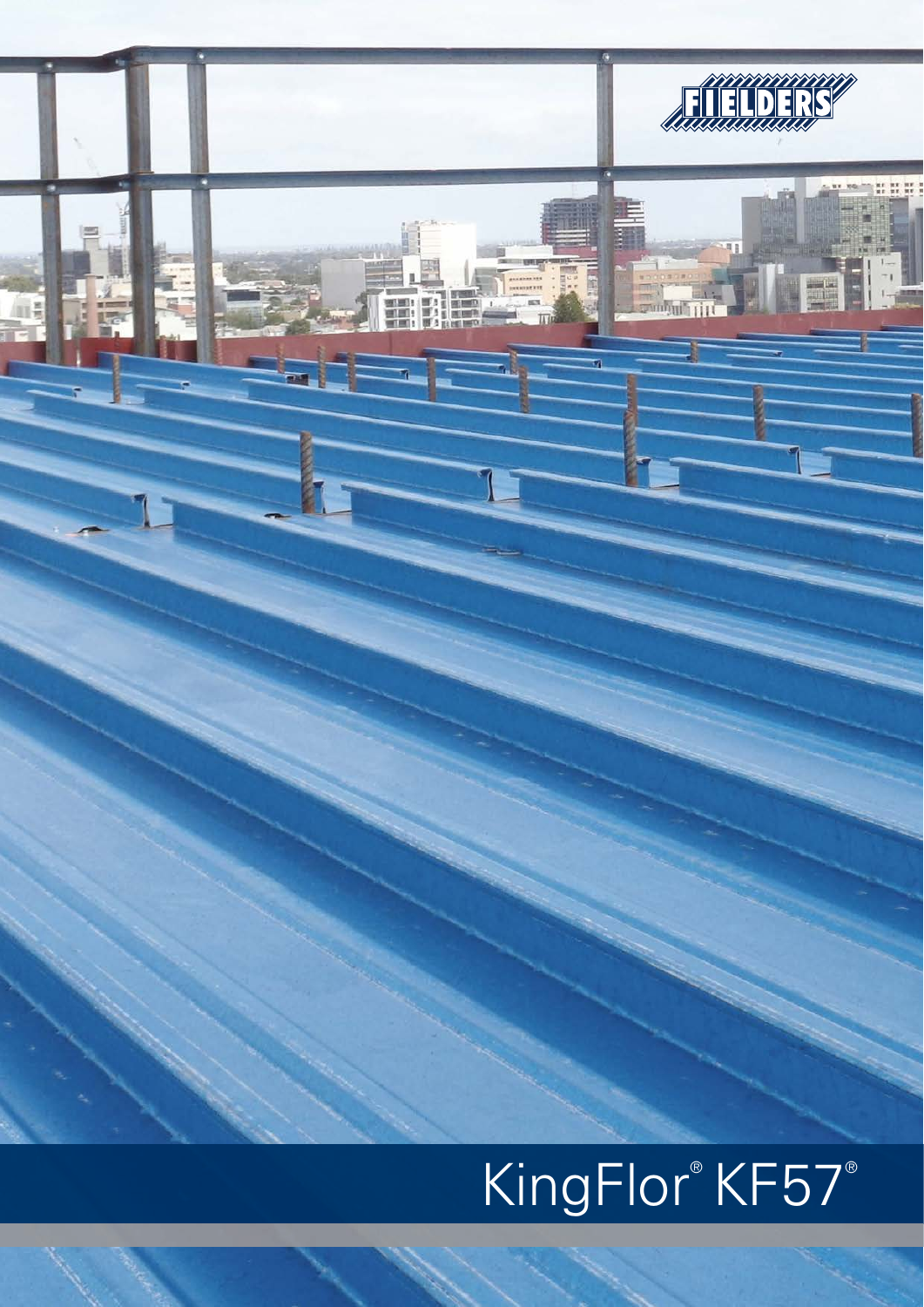FIELDERS

# KingFlor® KF57®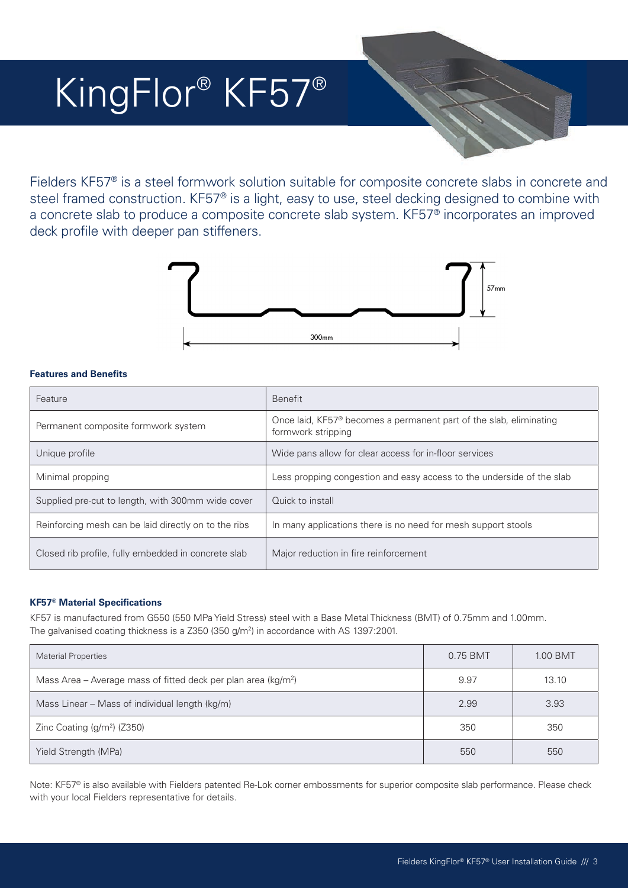# KingFlor® KF57®

Fielders KF57® is a steel formwork solution suitable for composite concrete slabs in concrete and steel framed construction. KF57® is a light, easy to use, steel decking designed to combine with a concrete slab to produce a composite concrete slab system. KF57® incorporates an improved deck profile with deeper pan stiffeners.

57mm

300mm

**Features and Benefits**

| Feature | Benefit |
|---|---|
| Permanent composite formwork system | Once laid, KF57® becomes a permanent part of the slab, eliminating formwork stripping |
| Unique profile | Wide pans allow for clear access for in-floor services |
| Minimal propping | Less propping congestion and easy access to the underside of the slab |
| Supplied pre-cut to length, with 300mm wide cover | Quick to install |
| Reinforcing mesh can be laid directly on to the ribs | In many applications there is no need for mesh support stools |
| Closed rib profile, fully embedded in concrete slab | Major reduction in fire reinforcement |

**KF57® Material Specifications**

KF57 is manufactured from G550 (550 MPa Yield Stress) steel with a Base Metal Thickness (BMT) of 0.75mm and 1.00mm. The galvanised coating thickness is a Z350 (350 g/m$^2$) in accordance with AS 1397:2001.

| Material Properties | 0.75 BMT | 1.00 BMT |
|---|---|---|
| Mass Area – Average mass of fitted deck per plan area (kg/m$^2$) | 9.97 | 13.10 |
| Mass Linear – Mass of individual length (kg/m) | 2.99 | 3.93 |
| Zinc Coating (g/m$^2$) (Z350) | 350 | 350 |
| Yield Strength (MPa) | 550 | 550 |

Note: KF57® is also available with Fielders patented Re-Lok corner embossments for superior composite slab performance. Please check with your local Fielders representative for details.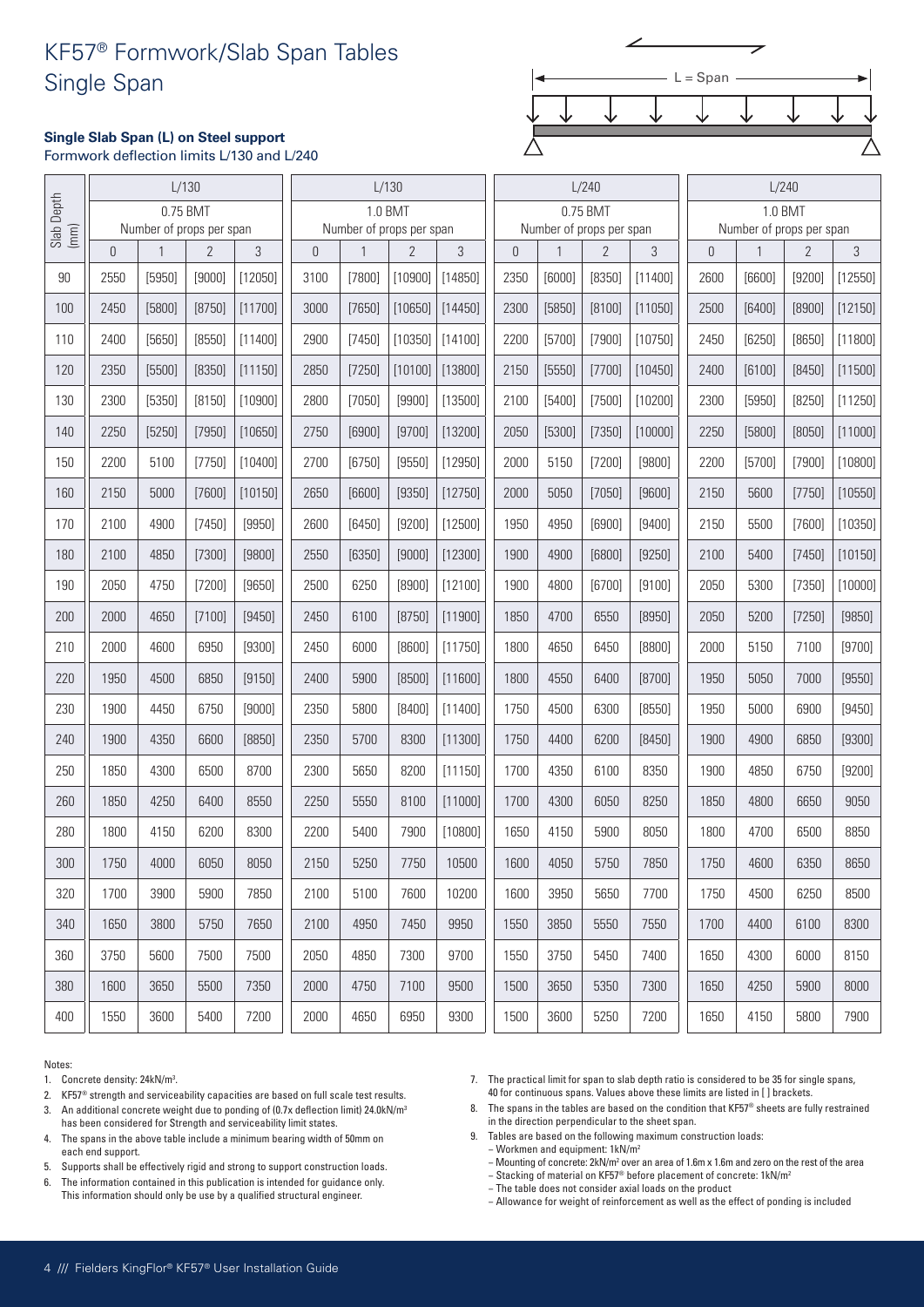# KF57® Formwork/Slab Span Tables
# Single Span

**Single Slab Span (L) on Steel support**
Formwork deflection limits L/130 and L/240

| Slab Depth (mm) | L/130 | | | | L/130 | | | | L/240 | | | | L/240 | | | |
|---|---|---|---|---|---|---|---|---|---|---|---|---|---|---|---|---|
| | 0.75 BMT Number of props per span | | | | 1.0 BMT Number of props per span | | | | 0.75 BMT Number of props per span | | | | 1.0 BMT Number of props per span | | | |
| | 0 | 1 | 2 | 3 | 0 | 1 | 2 | 3 | 0 | 1 | 2 | 3 | 0 | 1 | 2 | 3 |
| 90 | 2550 | [5950] | [9000] | [12050] | 3100 | [7800] | [10900] | [14850] | 2350 | [6000] | [8350] | [11400] | 2600 | [6600] | [9200] | [12550] |
| 100 | 2450 | [5800] | [8750] | [11700] | 3000 | [7650] | [10650] | [14450] | 2300 | [5850] | [8100] | [11050] | 2500 | [6400] | [8900] | [12150] |
| 110 | 2400 | [5650] | [8550] | [11400] | 2900 | [7450] | [10350] | [14100] | 2200 | [5700] | [7900] | [10750] | 2450 | [6250] | [8650] | [11800] |
| 120 | 2350 | [5500] | [8350] | [11150] | 2850 | [7250] | [10100] | [13800] | 2150 | [5550] | [7700] | [10450] | 2400 | [6100] | [8450] | [11500] |
| 130 | 2300 | [5350] | [8150] | [10900] | 2800 | [7050] | [9900] | [13500] | 2100 | [5400] | [7500] | [10200] | 2300 | [5950] | [8250] | [11250] |
| 140 | 2250 | [5250] | [7950] | [10650] | 2750 | [6900] | [9700] | [13200] | 2050 | [5300] | [7350] | [10000] | 2250 | [5800] | [8050] | [11000] |
| 150 | 2200 | 5100 | [7750] | [10400] | 2700 | [6750] | [9550] | [12950] | 2000 | 5150 | [7200] | [9800] | 2200 | [5700] | [7900] | [10800] |
| 160 | 2150 | 5000 | [7600] | [10150] | 2650 | [6600] | [9350] | [12750] | 2000 | 5050 | [7050] | [9600] | 2150 | 5600 | [7750] | [10550] |
| 170 | 2100 | 4900 | [7450] | [9950] | 2600 | [6450] | [9200] | [12500] | 1950 | 4950 | [6900] | [9400] | 2150 | 5500 | [7600] | [10350] |
| 180 | 2100 | 4850 | [7300] | [9800] | 2550 | [6350] | [9000] | [12300] | 1900 | 4900 | [6800] | [9250] | 2100 | 5400 | [7450] | [10150] |
| 190 | 2050 | 4750 | [7200] | [9650] | 2500 | 6250 | [8900] | [12100] | 1900 | 4800 | [6700] | [9100] | 2050 | 5300 | [7350] | [10000] |
| 200 | 2000 | 4650 | [7100] | [9450] | 2450 | 6100 | [8750] | [11900] | 1850 | 4700 | 6550 | [8950] | 2050 | 5200 | [7250] | [9850] |
| 210 | 2000 | 4600 | 6950 | [9300] | 2450 | 6000 | [8600] | [11750] | 1800 | 4650 | 6450 | [8800] | 2000 | 5150 | 7100 | [9700] |
| 220 | 1950 | 4500 | 6850 | [9150] | 2400 | 5900 | [8500] | [11600] | 1800 | 4550 | 6400 | [8700] | 1950 | 5050 | 7000 | [9550] |
| 230 | 1900 | 4450 | 6750 | [9000] | 2350 | 5800 | [8400] | [11400] | 1750 | 4500 | 6300 | [8550] | 1950 | 5000 | 6900 | [9450] |
| 240 | 1900 | 4350 | 6600 | [8850] | 2350 | 5700 | 8300 | [11300] | 1750 | 4400 | 6200 | [8450] | 1900 | 4900 | 6850 | [9300] |
| 250 | 1850 | 4300 | 6500 | 8700 | 2300 | 5650 | 8200 | [11150] | 1700 | 4350 | 6100 | 8350 | 1900 | 4850 | 6750 | [9200] |
| 260 | 1850 | 4250 | 6400 | 8550 | 2250 | 5550 | 8100 | [11000] | 1700 | 4300 | 6050 | 8250 | 1850 | 4800 | 6650 | 9050 |
| 280 | 1800 | 4150 | 6200 | 8300 | 2200 | 5400 | 7900 | [10800] | 1650 | 4150 | 5900 | 8050 | 1800 | 4700 | 6500 | 8850 |
| 300 | 1750 | 4000 | 6050 | 8050 | 2150 | 5250 | 7750 | 10500 | 1600 | 4050 | 5750 | 7850 | 1750 | 4600 | 6350 | 8650 |
| 320 | 1700 | 3900 | 5900 | 7850 | 2100 | 5100 | 7600 | 10200 | 1600 | 3950 | 5650 | 7700 | 1750 | 4500 | 6250 | 8500 |
| 340 | 1650 | 3800 | 5750 | 7650 | 2100 | 4950 | 7450 | 9950 | 1550 | 3850 | 5550 | 7550 | 1700 | 4400 | 6100 | 8300 |
| 360 | 3750 | 5600 | 7500 | 7500 | 2050 | 4850 | 7300 | 9700 | 1550 | 3750 | 5450 | 7400 | 1650 | 4300 | 6000 | 8150 |
| 380 | 1600 | 3650 | 5500 | 7350 | 2000 | 4750 | 7100 | 9500 | 1500 | 3650 | 5350 | 7300 | 1650 | 4250 | 5900 | 8000 |
| 400 | 1550 | 3600 | 5400 | 7200 | 2000 | 4650 | 6950 | 9300 | 1500 | 3600 | 5250 | 7200 | 1650 | 4150 | 5800 | 7900 |

Notes:

1. Concrete density: 24kN/m³.
2. KF57® strength and serviceability capacities are based on full scale test results.
3. An additional concrete weight due to ponding of (0.7x deflection limit) 24.0kN/m³ has been considered for Strength and serviceability limit states.
4. The spans in the above table include a minimum bearing width of 50mm on each end support.
5. Supports shall be effectively rigid and strong to support construction loads.
6. The information contained in this publication is intended for guidance only. This information should only be use by a qualified structural engineer.
7. The practical limit for span to slab depth ratio is considered to be 35 for single spans, 40 for continuous spans. Values above these limits are listed in [ ] brackets.
8. The spans in the tables are based on the condition that KF57® sheets are fully restrained in the direction perpendicular to the sheet span.
9. Tables are based on the following maximum construction loads:
   - Workmen and equipment: 1kN/m²
   - Mounting of concrete: 2kN/m² over an area of 1.6m x 1.6m and zero on the rest of the area
   - Stacking of material on KF57® before placement of concrete: 1kN/m²
   - The table does not consider axial loads on the product
   - Allowance for weight of reinforcement as well as the effect of ponding is included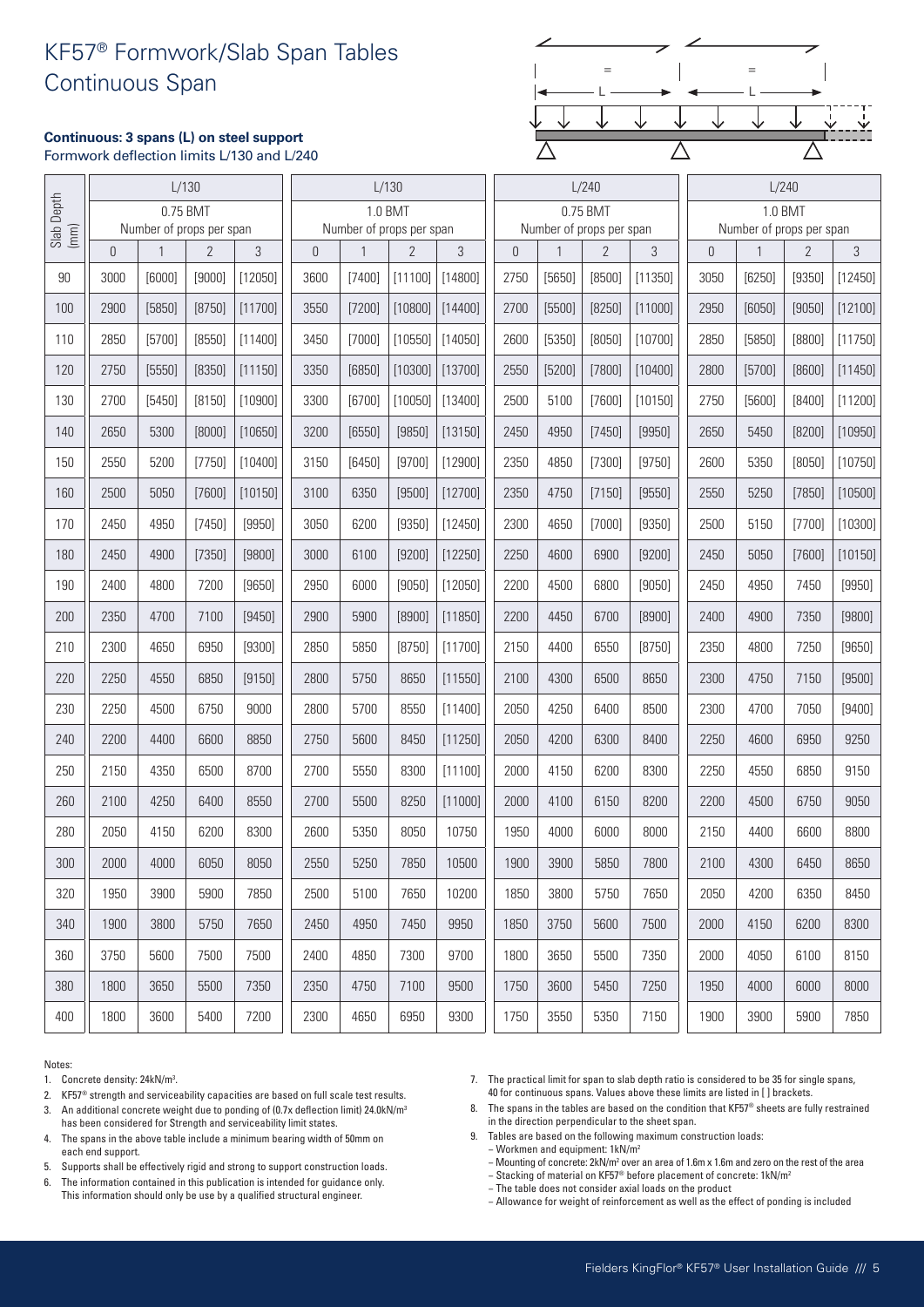# KF57® Formwork/Slab Span Tables
## Continuous Span

**Continuous: 3 spans (L) on steel support**
Formwork deflection limits L/130 and L/240

| Slab Depth (mm) | L/130 0.75 BMT | | | | L/130 1.0 BMT | | | | L/240 0.75 BMT | | | | L/240 1.0 BMT | | | |
|---|---|---|---|---|---|---|---|---|---|---|---|---|---|---|---|---|
| | Number of props per span | | | | Number of props per span | | | | Number of props per span | | | | Number of props per span | | | |
| | 0 | 1 | 2 | 3 | 0 | 1 | 2 | 3 | 0 | 1 | 2 | 3 | 0 | 1 | 2 | 3 |
| 90 | 3000 | [6000] | [9000] | [12050] | 3600 | [7400] | [11100] | [14800] | 2750 | [5650] | [8500] | [11350] | 3050 | [6250] | [9350] | [12450] |
| 100 | 2900 | [5850] | [8750] | [11700] | 3550 | [7200] | [10800] | [14400] | 2700 | [5500] | [8250] | [11000] | 2950 | [6050] | [9050] | [12100] |
| 110 | 2850 | [5700] | [8550] | [11400] | 3450 | [7000] | [10550] | [14050] | 2600 | [5350] | [8050] | [10700] | 2850 | [5850] | [8800] | [11750] |
| 120 | 2750 | [5550] | [8350] | [11150] | 3350 | [6850] | [10300] | [13700] | 2550 | [5200] | [7800] | [10400] | 2800 | [5700] | [8600] | [11450] |
| 130 | 2700 | [5450] | [8150] | [10900] | 3300 | [6700] | [10050] | [13400] | 2500 | 5100 | [7600] | [10150] | 2750 | [5600] | [8400] | [11200] |
| 140 | 2650 | 5300 | [8000] | [10650] | 3200 | [6550] | [9850] | [13150] | 2450 | 4950 | [7450] | [9950] | 2650 | 5450 | [8200] | [10950] |
| 150 | 2550 | 5200 | [7750] | [10400] | 3150 | [6450] | [9700] | [12900] | 2350 | 4850 | [7300] | [9750] | 2600 | 5350 | [8050] | [10750] |
| 160 | 2500 | 5050 | [7600] | [10150] | 3100 | 6350 | [9500] | [12700] | 2350 | 4750 | [7150] | [9550] | 2550 | 5250 | [7850] | [10500] |
| 170 | 2450 | 4950 | [7450] | [9950] | 3050 | 6200 | [9350] | [12450] | 2300 | 4650 | [7000] | [9350] | 2500 | 5150 | [7700] | [10300] |
| 180 | 2450 | 4900 | [7350] | [9800] | 3000 | 6100 | [9200] | [12250] | 2250 | 4600 | 6900 | [9200] | 2450 | 5050 | [7600] | [10150] |
| 190 | 2400 | 4800 | 7200 | [9650] | 2950 | 6000 | [9050] | [12050] | 2200 | 4500 | 6800 | [9050] | 2450 | 4950 | 7450 | [9950] |
| 200 | 2350 | 4700 | 7100 | [9450] | 2900 | 5900 | [8900] | [11850] | 2200 | 4450 | 6700 | [8900] | 2400 | 4900 | 7350 | [9800] |
| 210 | 2300 | 4650 | 6950 | [9300] | 2850 | 5850 | [8750] | [11700] | 2150 | 4400 | 6550 | [8750] | 2350 | 4800 | 7250 | [9650] |
| 220 | 2250 | 4550 | 6850 | [9150] | 2800 | 5750 | 8650 | [11550] | 2100 | 4300 | 6500 | 8650 | 2300 | 4750 | 7150 | [9500] |
| 230 | 2250 | 4500 | 6750 | 9000 | 2800 | 5700 | 8550 | [11400] | 2050 | 4250 | 6400 | 8500 | 2300 | 4700 | 7050 | [9400] |
| 240 | 2200 | 4400 | 6600 | 8850 | 2750 | 5600 | 8450 | [11250] | 2050 | 4200 | 6300 | 8400 | 2250 | 4600 | 6950 | 9250 |
| 250 | 2150 | 4350 | 6500 | 8700 | 2700 | 5550 | 8300 | [11100] | 2000 | 4150 | 6200 | 8300 | 2250 | 4550 | 6850 | 9150 |
| 260 | 2100 | 4250 | 6400 | 8550 | 2700 | 5500 | 8250 | [11000] | 2000 | 4100 | 6150 | 8200 | 2200 | 4500 | 6750 | 9050 |
| 280 | 2050 | 4150 | 6200 | 8300 | 2600 | 5350 | 8050 | 10750 | 1950 | 4000 | 6000 | 8000 | 2150 | 4400 | 6600 | 8800 |
| 300 | 2000 | 4000 | 6050 | 8050 | 2550 | 5250 | 7850 | 10500 | 1900 | 3900 | 5850 | 7800 | 2100 | 4300 | 6450 | 8650 |
| 320 | 1950 | 3900 | 5900 | 7850 | 2500 | 5100 | 7650 | 10200 | 1850 | 3800 | 5750 | 7650 | 2050 | 4200 | 6350 | 8450 |
| 340 | 1900 | 3800 | 5750 | 7650 | 2450 | 4950 | 7450 | 9950 | 1850 | 3750 | 5600 | 7500 | 2000 | 4150 | 6200 | 8300 |
| 360 | 3750 | 5600 | 7500 | 7500 | 2400 | 4850 | 7300 | 9700 | 1800 | 3650 | 5500 | 7350 | 2000 | 4050 | 6100 | 8150 |
| 380 | 1800 | 3650 | 5500 | 7350 | 2350 | 4750 | 7100 | 9500 | 1750 | 3600 | 5450 | 7250 | 1950 | 4000 | 6000 | 8000 |
| 400 | 1800 | 3600 | 5400 | 7200 | 2300 | 4650 | 6950 | 9300 | 1750 | 3550 | 5350 | 7150 | 1900 | 3900 | 5900 | 7850 |

Notes:

1. Concrete density: 24kN/m³.
2. KF57® strength and serviceability capacities are based on full scale test results.
3. An additional concrete weight due to ponding of (0.7x deflection limit) 24.0kN/m³ has been considered for Strength and serviceability limit states.
4. The spans in the above table include a minimum bearing width of 50mm on each end support.
5. Supports shall be effectively rigid and strong to support construction loads.
6. The information contained in this publication is intended for guidance only. This information should only be use by a qualified structural engineer.
7. The practical limit for span to slab depth ratio is considered to be 35 for single spans, 40 for continuous spans. Values above these limits are listed in [ ] brackets.
8. The spans in the tables are based on the condition that KF57® sheets are fully restrained in the direction perpendicular to the sheet span.
9. Tables are based on the following maximum construction loads:
   - Workmen and equipment: 1kN/m²
   - Mounting of concrete: 2kN/m² over an area of 1.6m x 1.6m and zero on the rest of the area
   - Stacking of material on KF57® before placement of concrete: 1kN/m²
   - The table does not consider axial loads on the product
   - Allowance for weight of reinforcement as well as the effect of ponding is included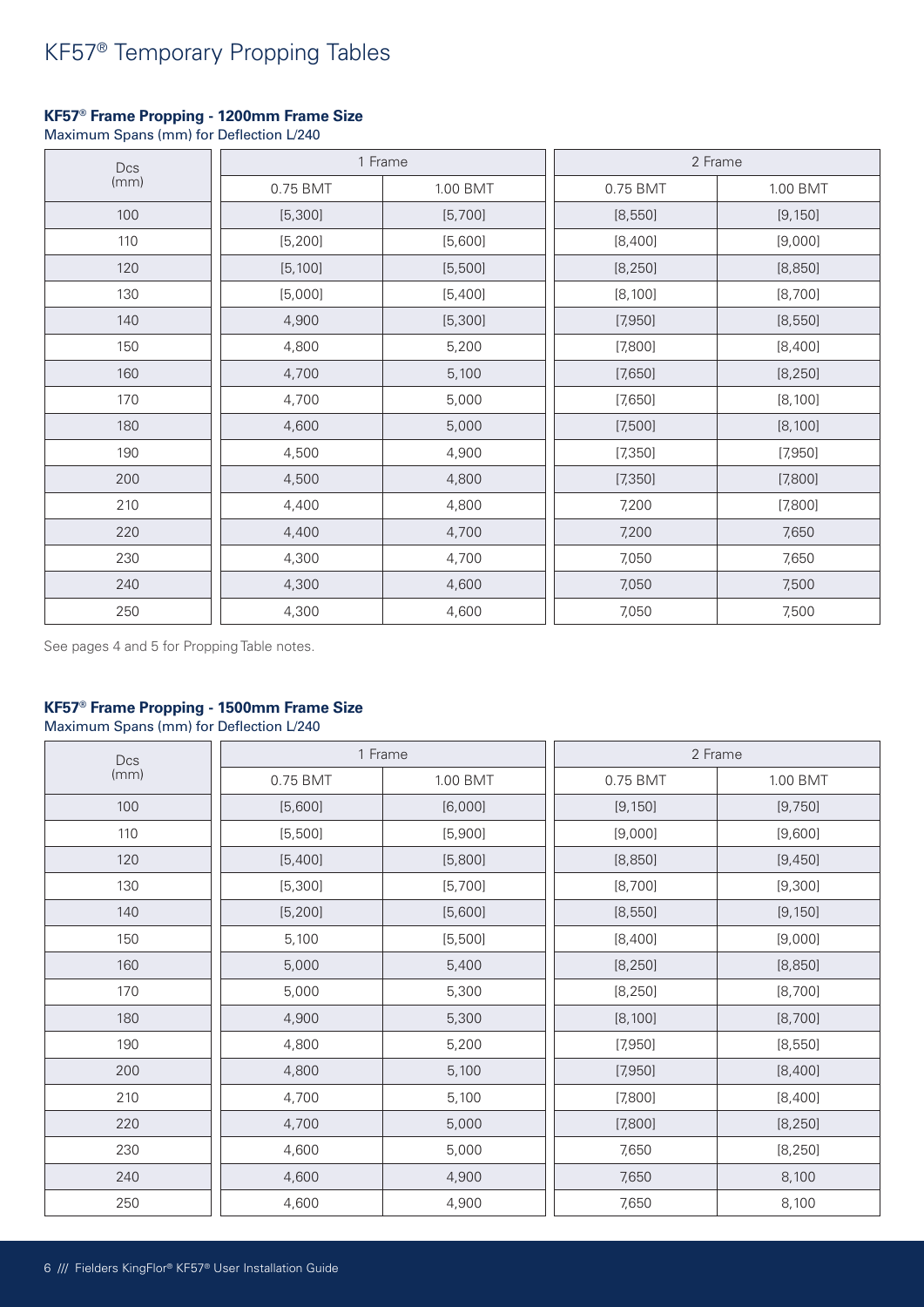# KF57® Temporary Propping Tables

### KF57® Frame Propping - 1200mm Frame Size

Maximum Spans (mm) for Deflection L/240

| Dcs (mm) | 1 Frame | | 2 Frame | |
|---|---|---|---|---|
| | 0.75 BMT | 1.00 BMT | 0.75 BMT | 1.00 BMT |
| 100 | [5,300] | [5,700] | [8,550] | [9,150] |
| 110 | [5,200] | [5,600] | [8,400] | [9,000] |
| 120 | [5,100] | [5,500] | [8,250] | [8,850] |
| 130 | [5,000] | [5,400] | [8,100] | [8,700] |
| 140 | 4,900 | [5,300] | [7,950] | [8,550] |
| 150 | 4,800 | 5,200 | [7,800] | [8,400] |
| 160 | 4,700 | 5,100 | [7,650] | [8,250] |
| 170 | 4,700 | 5,000 | [7,650] | [8,100] |
| 180 | 4,600 | 5,000 | [7,500] | [8,100] |
| 190 | 4,500 | 4,900 | [7,350] | [7,950] |
| 200 | 4,500 | 4,800 | [7,350] | [7,800] |
| 210 | 4,400 | 4,800 | 7,200 | [7,800] |
| 220 | 4,400 | 4,700 | 7,200 | 7,650 |
| 230 | 4,300 | 4,700 | 7,050 | 7,650 |
| 240 | 4,300 | 4,600 | 7,050 | 7,500 |
| 250 | 4,300 | 4,600 | 7,050 | 7,500 |

See pages 4 and 5 for Propping Table notes.

### KF57® Frame Propping - 1500mm Frame Size

Maximum Spans (mm) for Deflection L/240

| Dcs (mm) | 1 Frame | | 2 Frame | |
|---|---|---|---|---|
| | 0.75 BMT | 1.00 BMT | 0.75 BMT | 1.00 BMT |
| 100 | [5,600] | [6,000] | [9,150] | [9,750] |
| 110 | [5,500] | [5,900] | [9,000] | [9,600] |
| 120 | [5,400] | [5,800] | [8,850] | [9,450] |
| 130 | [5,300] | [5,700] | [8,700] | [9,300] |
| 140 | [5,200] | [5,600] | [8,550] | [9,150] |
| 150 | 5,100 | [5,500] | [8,400] | [9,000] |
| 160 | 5,000 | 5,400 | [8,250] | [8,850] |
| 170 | 5,000 | 5,300 | [8,250] | [8,700] |
| 180 | 4,900 | 5,300 | [8,100] | [8,700] |
| 190 | 4,800 | 5,200 | [7,950] | [8,550] |
| 200 | 4,800 | 5,100 | [7,950] | [8,400] |
| 210 | 4,700 | 5,100 | [7,800] | [8,400] |
| 220 | 4,700 | 5,000 | [7,800] | [8,250] |
| 230 | 4,600 | 5,000 | 7,650 | [8,250] |
| 240 | 4,600 | 4,900 | 7,650 | 8,100 |
| 250 | 4,600 | 4,900 | 7,650 | 8,100 |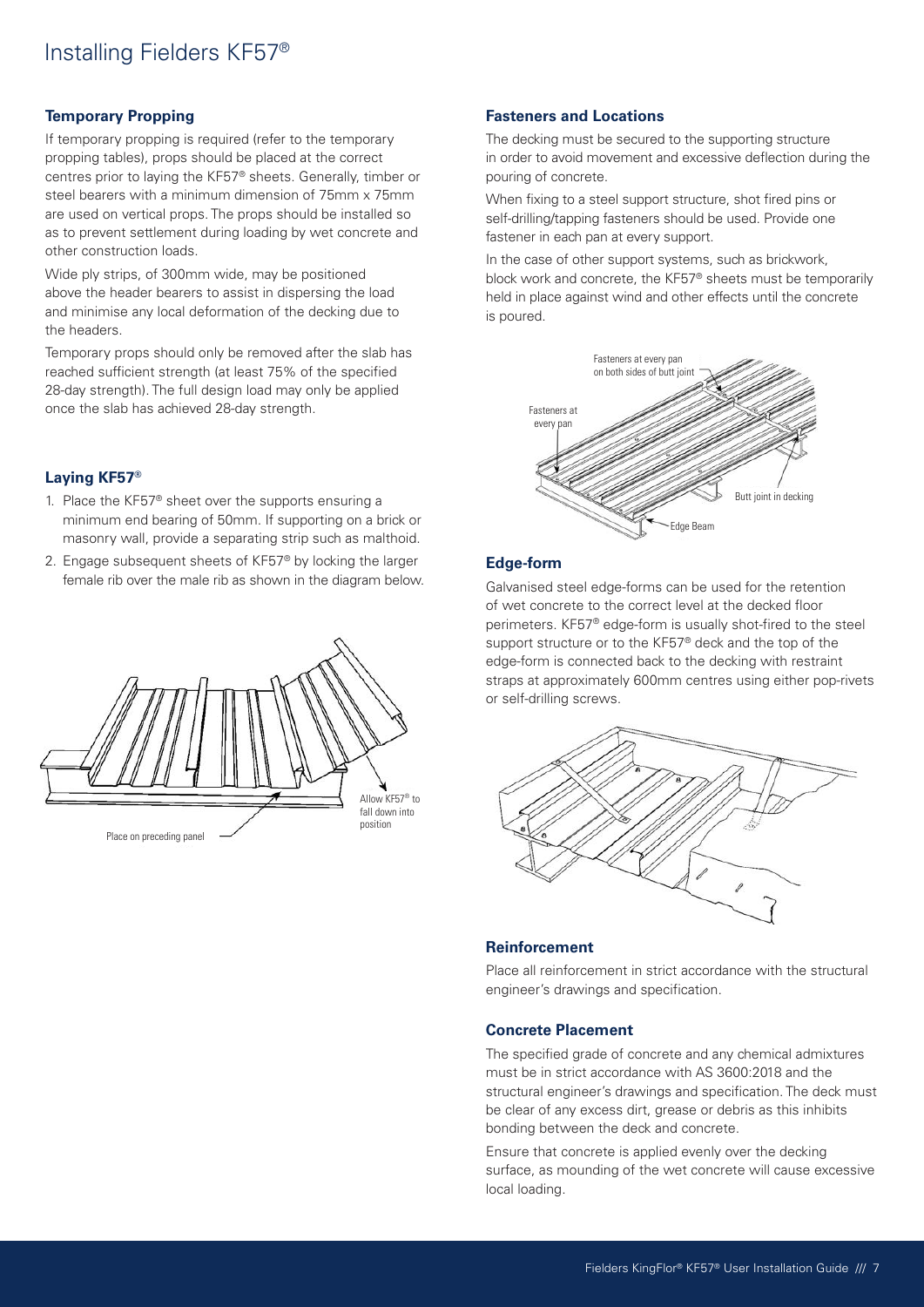# Installing Fielders KF57®

### Temporary Propping

If temporary propping is required (refer to the temporary propping tables), props should be placed at the correct centres prior to laying the KF57® sheets. Generally, timber or steel bearers with a minimum dimension of 75mm x 75mm are used on vertical props. The props should be installed so as to prevent settlement during loading by wet concrete and other construction loads.

Wide ply strips, of 300mm wide, may be positioned above the header bearers to assist in dispersing the load and minimise any local deformation of the decking due to the headers.

Temporary props should only be removed after the slab has reached sufficient strength (at least 75% of the specified 28-day strength). The full design load may only be applied once the slab has achieved 28-day strength.

### Laying KF57®

1. Place the KF57® sheet over the supports ensuring a minimum end bearing of 50mm. If supporting on a brick or masonry wall, provide a separating strip such as malthoid.
2. Engage subsequent sheets of KF57® by locking the larger female rib over the male rib as shown in the diagram below.

Allow KF57® to fall down into position

Place on preceding panel

### Fasteners and Locations

The decking must be secured to the supporting structure in order to avoid movement and excessive deflection during the pouring of concrete.

When fixing to a steel support structure, shot fired pins or self-drilling/tapping fasteners should be used. Provide one fastener in each pan at every support.

In the case of other support systems, such as brickwork, block work and concrete, the KF57® sheets must be temporarily held in place against wind and other effects until the concrete is poured.

Fasteners at every pan on both sides of butt joint

Fasteners at every pan

Butt joint in decking

Edge Beam

### Edge-form

Galvanised steel edge-forms can be used for the retention of wet concrete to the correct level at the decked floor perimeters. KF57® edge-form is usually shot-fired to the steel support structure or to the KF57® deck and the top of the edge-form is connected back to the decking with restraint straps at approximately 600mm centres using either pop-rivets or self-drilling screws.

### Reinforcement

Place all reinforcement in strict accordance with the structural engineer's drawings and specification.

### Concrete Placement

The specified grade of concrete and any chemical admixtures must be in strict accordance with AS 3600:2018 and the structural engineer's drawings and specification. The deck must be clear of any excess dirt, grease or debris as this inhibits bonding between the deck and concrete.

Ensure that concrete is applied evenly over the decking surface, as mounding of the wet concrete will cause excessive local loading.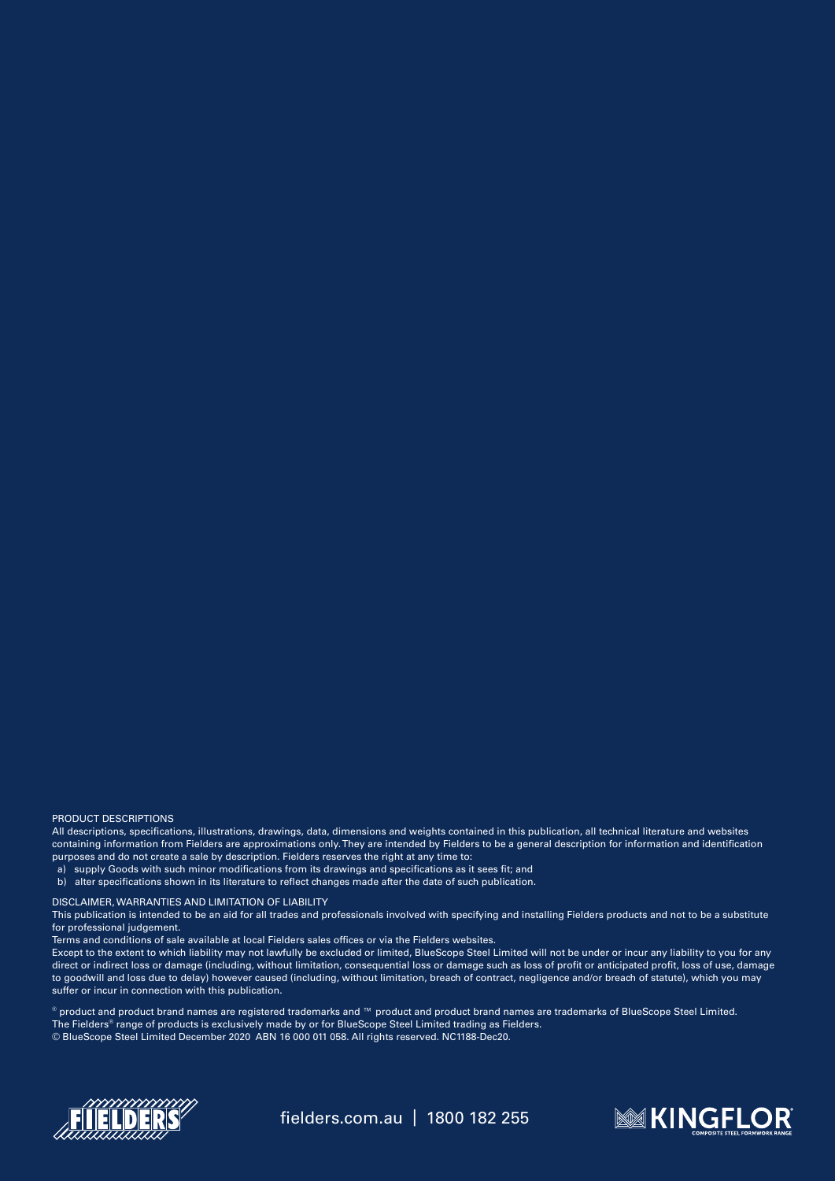PRODUCT DESCRIPTIONS

All descriptions, specifications, illustrations, drawings, data, dimensions and weights contained in this publication, all technical literature and websites containing information from Fielders are approximations only. They are intended by Fielders to be a general description for information and identification purposes and do not create a sale by description. Fielders reserves the right at any time to:

a) supply Goods with such minor modifications from its drawings and specifications as it sees fit; and
b) alter specifications shown in its literature to reflect changes made after the date of such publication.

DISCLAIMER, WARRANTIES AND LIMITATION OF LIABILITY

This publication is intended to be an aid for all trades and professionals involved with specifying and installing Fielders products and not to be a substitute for professional judgement.

Terms and conditions of sale available at local Fielders sales offices or via the Fielders websites.

Except to the extent to which liability may not lawfully be excluded or limited, BlueScope Steel Limited will not be under or incur any liability to you for any direct or indirect loss or damage (including, without limitation, consequential loss or damage such as loss of profit or anticipated profit, loss of use, damage to goodwill and loss due to delay) however caused (including, without limitation, breach of contract, negligence and/or breach of statute), which you may suffer or incur in connection with this publication.

® product and product brand names are registered trademarks and ™ product and product brand names are trademarks of BlueScope Steel Limited.
The Fielders® range of products is exclusively made by or for BlueScope Steel Limited trading as Fielders.
© BlueScope Steel Limited December 2020 ABN 16 000 011 058. All rights reserved. NC1188-Dec20.

FIELDERS

fielders.com.au | 1800 182 255

KINGFLOR® COMPOSITE STEEL FORMWORK RANGE